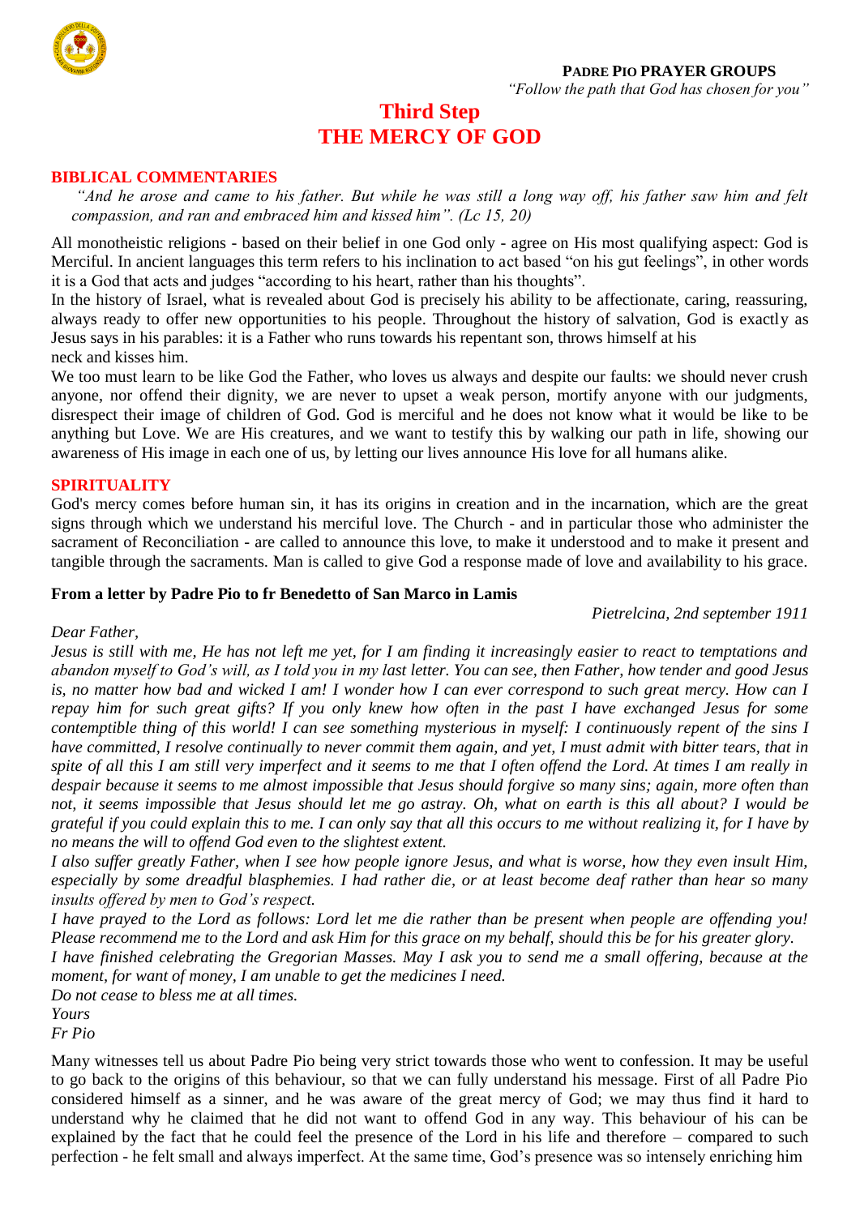**PADRE PIO PRAYER GROUPS**

*"Follow the path that God has chosen for you"*

# Third Step
# THE MERCY OF GOD

## BIBLICAL COMMENTARIES

*"And he arose and came to his father. But while he was still a long way off, his father saw him and felt compassion, and ran and embraced him and kissed him". (Lc 15, 20)*

All monotheistic religions - based on their belief in one God only - agree on His most qualifying aspect: God is Merciful. In ancient languages this term refers to his inclination to act based "on his gut feelings", in other words it is a God that acts and judges "according to his heart, rather than his thoughts".

In the history of Israel, what is revealed about God is precisely his ability to be affectionate, caring, reassuring, always ready to offer new opportunities to his people. Throughout the history of salvation, God is exactly as Jesus says in his parables: it is a Father who runs towards his repentant son, throws himself at his neck and kisses him.

We too must learn to be like God the Father, who loves us always and despite our faults: we should never crush anyone, nor offend their dignity, we are never to upset a weak person, mortify anyone with our judgments, disrespect their image of children of God. God is merciful and he does not know what it would be like to be anything but Love. We are His creatures, and we want to testify this by walking our path in life, showing our awareness of His image in each one of us, by letting our lives announce His love for all humans alike.

## SPIRITUALITY

God's mercy comes before human sin, it has its origins in creation and in the incarnation, which are the great signs through which we understand his merciful love. The Church - and in particular those who administer the sacrament of Reconciliation - are called to announce this love, to make it understood and to make it present and tangible through the sacraments. Man is called to give God a response made of love and availability to his grace.

### From a letter by Padre Pio to fr Benedetto of San Marco in Lamis

*Pietrelcina, 2nd september 1911*

*Dear Father,*

*Jesus is still with me, He has not left me yet, for I am finding it increasingly easier to react to temptations and abandon myself to God's will, as I told you in my last letter. You can see, then Father, how tender and good Jesus is, no matter how bad and wicked I am! I wonder how I can ever correspond to such great mercy. How can I repay him for such great gifts? If you only knew how often in the past I have exchanged Jesus for some contemptible thing of this world! I can see something mysterious in myself: I continuously repent of the sins I have committed, I resolve continually to never commit them again, and yet, I must admit with bitter tears, that in spite of all this I am still very imperfect and it seems to me that I often offend the Lord. At times I am really in despair because it seems to me almost impossible that Jesus should forgive so many sins; again, more often than not, it seems impossible that Jesus should let me go astray. Oh, what on earth is this all about? I would be grateful if you could explain this to me. I can only say that all this occurs to me without realizing it, for I have by no means the will to offend God even to the slightest extent.*

*I also suffer greatly Father, when I see how people ignore Jesus, and what is worse, how they even insult Him, especially by some dreadful blasphemies. I had rather die, or at least become deaf rather than hear so many insults offered by men to God's respect.*

*I have prayed to the Lord as follows: Lord let me die rather than be present when people are offending you! Please recommend me to the Lord and ask Him for this grace on my behalf, should this be for his greater glory.*

*I have finished celebrating the Gregorian Masses. May I ask you to send me a small offering, because at the moment, for want of money, I am unable to get the medicines I need.*

*Do not cease to bless me at all times.*

*Yours*

*Fr Pio*

Many witnesses tell us about Padre Pio being very strict towards those who went to confession. It may be useful to go back to the origins of this behaviour, so that we can fully understand his message. First of all Padre Pio considered himself as a sinner, and he was aware of the great mercy of God; we may thus find it hard to understand why he claimed that he did not want to offend God in any way. This behaviour of his can be explained by the fact that he could feel the presence of the Lord in his life and therefore – compared to such perfection - he felt small and always imperfect. At the same time, God's presence was so intensely enriching him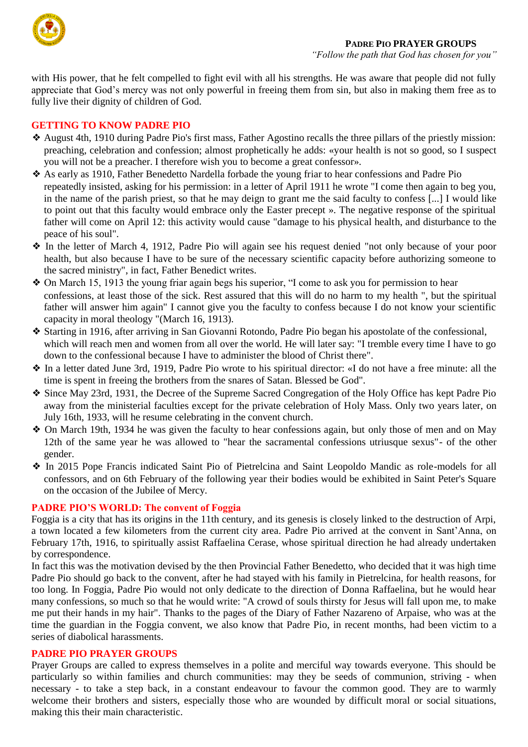with His power, that he felt compelled to fight evil with all his strengths. He was aware that people did not fully appreciate that God's mercy was not only powerful in freeing them from sin, but also in making them free as to fully live their dignity of children of God.

## GETTING TO KNOW PADRE PIO

- August 4th, 1910 during Padre Pio's first mass, Father Agostino recalls the three pillars of the priestly mission: preaching, celebration and confession; almost prophetically he adds: «your health is not so good, so I suspect you will not be a preacher. I therefore wish you to become a great confessor».
- As early as 1910, Father Benedetto Nardella forbade the young friar to hear confessions and Padre Pio repeatedly insisted, asking for his permission: in a letter of April 1911 he wrote "I come then again to beg you, in the name of the parish priest, so that he may deign to grant me the said faculty to confess [...] I would like to point out that this faculty would embrace only the Easter precept ». The negative response of the spiritual father will come on April 12: this activity would cause "damage to his physical health, and disturbance to the peace of his soul".
- In the letter of March 4, 1912, Padre Pio will again see his request denied "not only because of your poor health, but also because I have to be sure of the necessary scientific capacity before authorizing someone to the sacred ministry", in fact, Father Benedict writes.
- On March 15, 1913 the young friar again begs his superior, "I come to ask you for permission to hear confessions, at least those of the sick. Rest assured that this will do no harm to my health ", but the spiritual father will answer him again" I cannot give you the faculty to confess because I do not know your scientific capacity in moral theology "(March 16, 1913).
- Starting in 1916, after arriving in San Giovanni Rotondo, Padre Pio began his apostolate of the confessional, which will reach men and women from all over the world. He will later say: "I tremble every time I have to go down to the confessional because I have to administer the blood of Christ there".
- In a letter dated June 3rd, 1919, Padre Pio wrote to his spiritual director: «I do not have a free minute: all the time is spent in freeing the brothers from the snares of Satan. Blessed be God".
- Since May 23rd, 1931, the Decree of the Supreme Sacred Congregation of the Holy Office has kept Padre Pio away from the ministerial faculties except for the private celebration of Holy Mass. Only two years later, on July 16th, 1933, will he resume celebrating in the convent church.
- On March 19th, 1934 he was given the faculty to hear confessions again, but only those of men and on May 12th of the same year he was allowed to "hear the sacramental confessions utriusque sexus"- of the other gender.
- In 2015 Pope Francis indicated Saint Pio of Pietrelcina and Saint Leopoldo Mandic as role-models for all confessors, and on 6th February of the following year their bodies would be exhibited in Saint Peter's Square on the occasion of the Jubilee of Mercy.

## PADRE PIO'S WORLD: The convent of Foggia

Foggia is a city that has its origins in the 11th century, and its genesis is closely linked to the destruction of Arpi, a town located a few kilometers from the current city area. Padre Pio arrived at the convent in Sant'Anna, on February 17th, 1916, to spiritually assist Raffaelina Cerase, whose spiritual direction he had already undertaken by correspondence.

In fact this was the motivation devised by the then Provincial Father Benedetto, who decided that it was high time Padre Pio should go back to the convent, after he had stayed with his family in Pietrelcina, for health reasons, for too long. In Foggia, Padre Pio would not only dedicate to the direction of Donna Raffaelina, but he would hear many confessions, so much so that he would write: "A crowd of souls thirsty for Jesus will fall upon me, to make me put their hands in my hair". Thanks to the pages of the Diary of Father Nazareno of Arpaise, who was at the time the guardian in the Foggia convent, we also know that Padre Pio, in recent months, had been victim to a series of diabolical harassments.

## PADRE PIO PRAYER GROUPS

Prayer Groups are called to express themselves in a polite and merciful way towards everyone. This should be particularly so within families and church communities: may they be seeds of communion, striving - when necessary - to take a step back, in a constant endeavour to favour the common good. They are to warmly welcome their brothers and sisters, especially those who are wounded by difficult moral or social situations, making this their main characteristic.